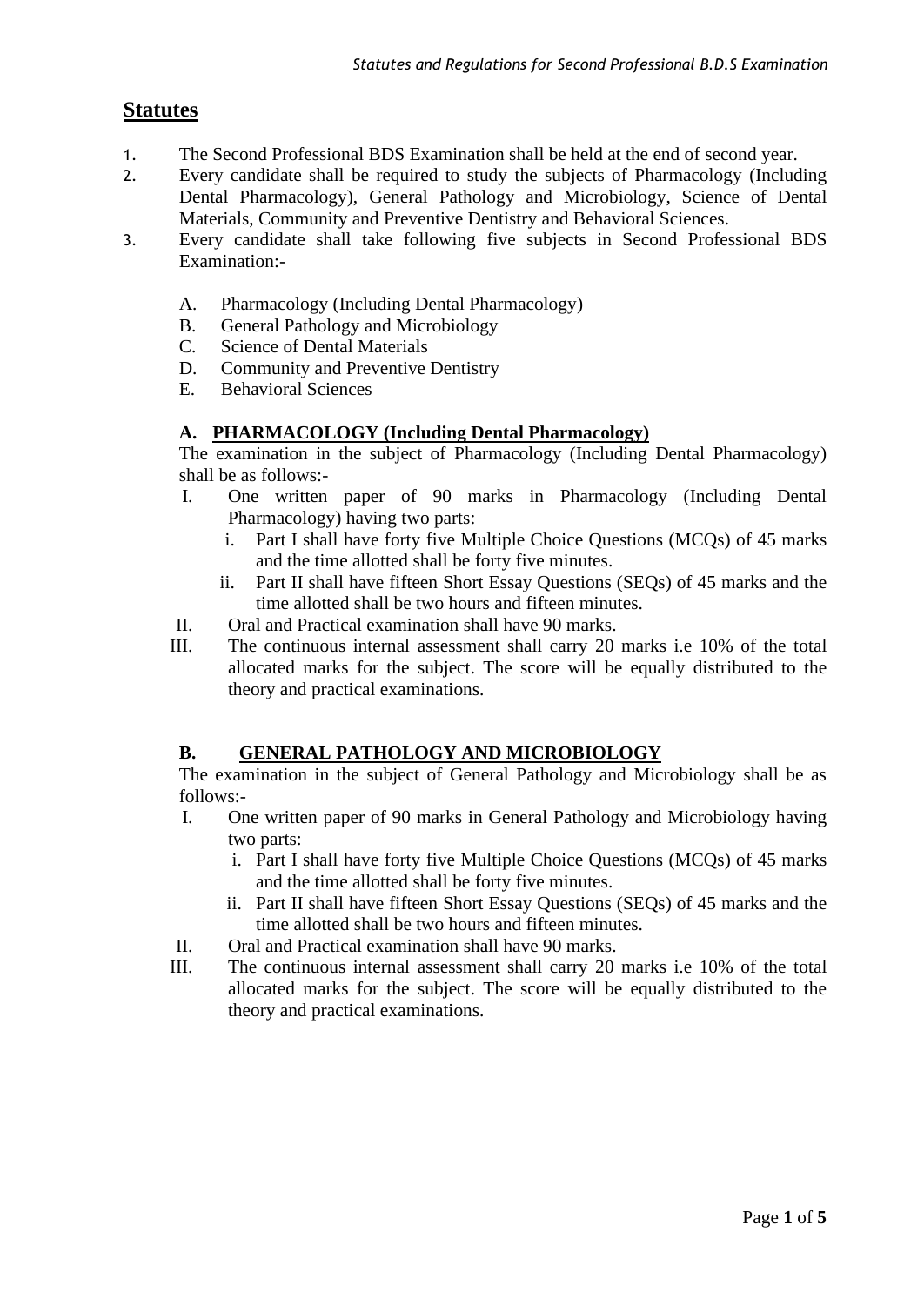## Statutes

1. The Second Professional BDS Examination shall be held at the end of second year.
2. Every candidate shall be required to study the subjects of Pharmacology (Including Dental Pharmacology), General Pathology and Microbiology, Science of Dental Materials, Community and Preventive Dentistry and Behavioral Sciences.
3. Every candidate shall take following five subjects in Second Professional BDS Examination:-

   A. Pharmacology (Including Dental Pharmacology)
   B. General Pathology and Microbiology
   C. Science of Dental Materials
   D. Community and Preventive Dentistry
   E. Behavioral Sciences

### A. PHARMACOLOGY (Including Dental Pharmacology)

The examination in the subject of Pharmacology (Including Dental Pharmacology) shall be as follows:-

I. One written paper of 90 marks in Pharmacology (Including Dental Pharmacology) having two parts:
   i. Part I shall have forty five Multiple Choice Questions (MCQs) of 45 marks and the time allotted shall be forty five minutes.
   ii. Part II shall have fifteen Short Essay Questions (SEQs) of 45 marks and the time allotted shall be two hours and fifteen minutes.

II. Oral and Practical examination shall have 90 marks.

III. The continuous internal assessment shall carry 20 marks i.e 10% of the total allocated marks for the subject. The score will be equally distributed to the theory and practical examinations.

### B. GENERAL PATHOLOGY AND MICROBIOLOGY

The examination in the subject of General Pathology and Microbiology shall be as follows:-

I. One written paper of 90 marks in General Pathology and Microbiology having two parts:
   i. Part I shall have forty five Multiple Choice Questions (MCQs) of 45 marks and the time allotted shall be forty five minutes.
   ii. Part II shall have fifteen Short Essay Questions (SEQs) of 45 marks and the time allotted shall be two hours and fifteen minutes.

II. Oral and Practical examination shall have 90 marks.

III. The continuous internal assessment shall carry 20 marks i.e 10% of the total allocated marks for the subject. The score will be equally distributed to the theory and practical examinations.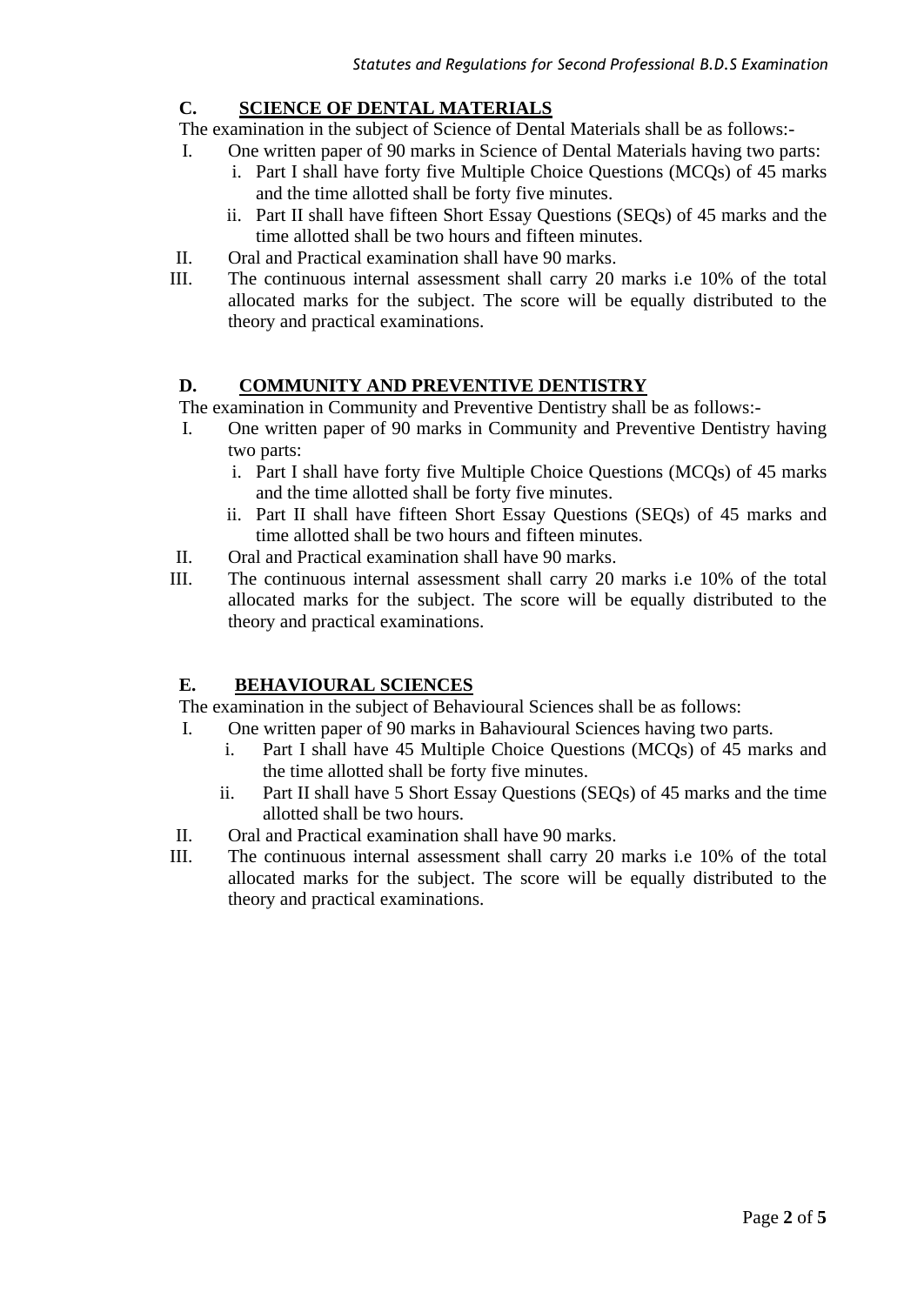## C. SCIENCE OF DENTAL MATERIALS

The examination in the subject of Science of Dental Materials shall be as follows:-

I. One written paper of 90 marks in Science of Dental Materials having two parts:
   i. Part I shall have forty five Multiple Choice Questions (MCQs) of 45 marks and the time allotted shall be forty five minutes.
   ii. Part II shall have fifteen Short Essay Questions (SEQs) of 45 marks and the time allotted shall be two hours and fifteen minutes.

II. Oral and Practical examination shall have 90 marks.

III. The continuous internal assessment shall carry 20 marks i.e 10% of the total allocated marks for the subject. The score will be equally distributed to the theory and practical examinations.

## D. COMMUNITY AND PREVENTIVE DENTISTRY

The examination in Community and Preventive Dentistry shall be as follows:-

I. One written paper of 90 marks in Community and Preventive Dentistry having two parts:
   i. Part I shall have forty five Multiple Choice Questions (MCQs) of 45 marks and the time allotted shall be forty five minutes.
   ii. Part II shall have fifteen Short Essay Questions (SEQs) of 45 marks and time allotted shall be two hours and fifteen minutes.

II. Oral and Practical examination shall have 90 marks.

III. The continuous internal assessment shall carry 20 marks i.e 10% of the total allocated marks for the subject. The score will be equally distributed to the theory and practical examinations.

## E. BEHAVIOURAL SCIENCES

The examination in the subject of Behavioural Sciences shall be as follows:

I. One written paper of 90 marks in Bahavioural Sciences having two parts.
   i. Part I shall have 45 Multiple Choice Questions (MCQs) of 45 marks and the time allotted shall be forty five minutes.
   ii. Part II shall have 5 Short Essay Questions (SEQs) of 45 marks and the time allotted shall be two hours.

II. Oral and Practical examination shall have 90 marks.

III. The continuous internal assessment shall carry 20 marks i.e 10% of the total allocated marks for the subject. The score will be equally distributed to the theory and practical examinations.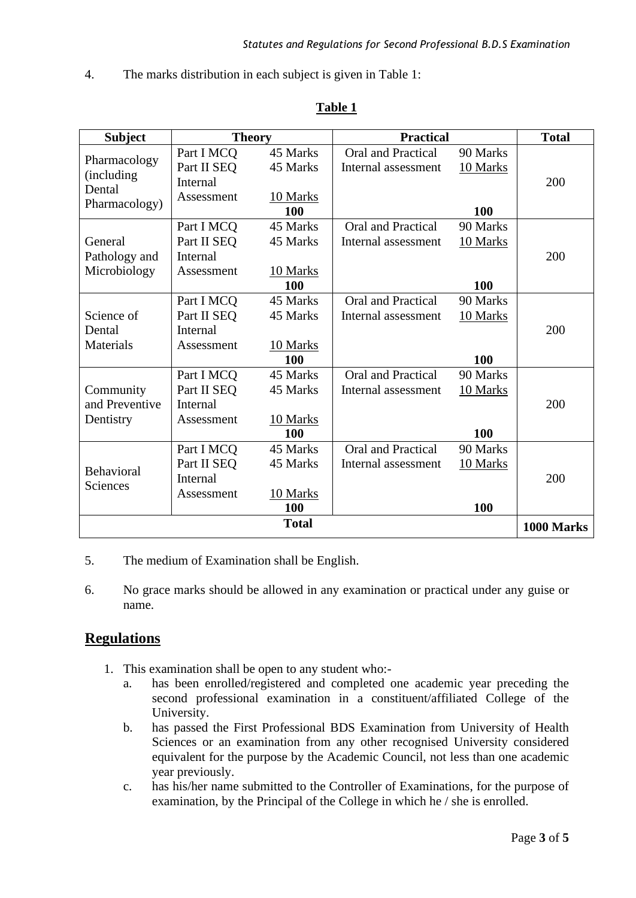4. The marks distribution in each subject is given in Table 1:

**Table 1**

| Subject | Theory | | Practical | | Total |
|---|---|---|---|---|---|
| Pharmacology (including Dental Pharmacology) | Part I MCQ<br>Part II SEQ<br>Internal Assessment | 45 Marks<br>45 Marks<br>10 Marks<br>**100** | Oral and Practical<br>Internal assessment | 90 Marks<br>10 Marks<br>**100** | 200 |
| General Pathology and Microbiology | Part I MCQ<br>Part II SEQ<br>Internal Assessment | 45 Marks<br>45 Marks<br>10 Marks<br>**100** | Oral and Practical<br>Internal assessment | 90 Marks<br>10 Marks<br>**100** | 200 |
| Science of Dental Materials | Part I MCQ<br>Part II SEQ<br>Internal Assessment | 45 Marks<br>45 Marks<br>10 Marks<br>**100** | Oral and Practical<br>Internal assessment | 90 Marks<br>10 Marks<br>**100** | 200 |
| Community and Preventive Dentistry | Part I MCQ<br>Part II SEQ<br>Internal Assessment | 45 Marks<br>45 Marks<br>10 Marks<br>**100** | Oral and Practical<br>Internal assessment | 90 Marks<br>10 Marks<br>**100** | 200 |
| Behavioral Sciences | Part I MCQ<br>Part II SEQ<br>Internal Assessment | 45 Marks<br>45 Marks<br>10 Marks<br>**100** | Oral and Practical<br>Internal assessment | 90 Marks<br>10 Marks<br>**100** | 200 |
| **Total** | | | | | **1000 Marks** |

5. The medium of Examination shall be English.

6. No grace marks should be allowed in any examination or practical under any guise or name.

## Regulations

1. This examination shall be open to any student who:-
   a. has been enrolled/registered and completed one academic year preceding the second professional examination in a constituent/affiliated College of the University.
   b. has passed the First Professional BDS Examination from University of Health Sciences or an examination from any other recognised University considered equivalent for the purpose by the Academic Council, not less than one academic year previously.
   c. has his/her name submitted to the Controller of Examinations, for the purpose of examination, by the Principal of the College in which he / she is enrolled.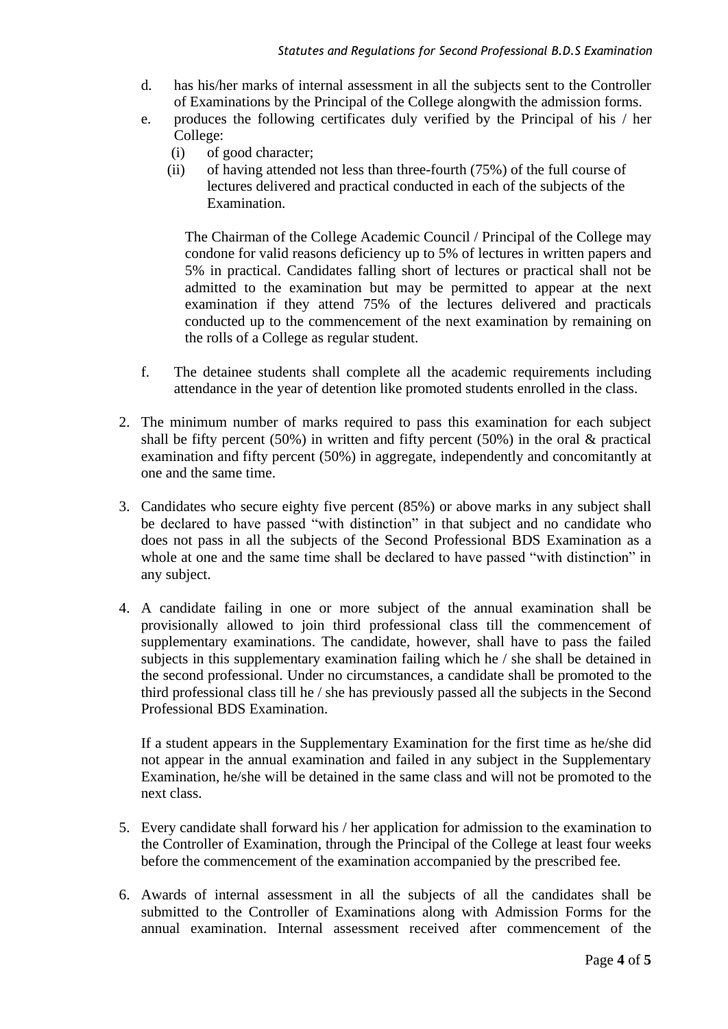d. has his/her marks of internal assessment in all the subjects sent to the Controller of Examinations by the Principal of the College alongwith the admission forms.

e. produces the following certificates duly verified by the Principal of his / her College:
   - (i) of good character;
   - (ii) of having attended not less than three-fourth (75%) of the full course of lectures delivered and practical conducted in each of the subjects of the Examination.

   The Chairman of the College Academic Council / Principal of the College may condone for valid reasons deficiency up to 5% of lectures in written papers and 5% in practical. Candidates falling short of lectures or practical shall not be admitted to the examination but may be permitted to appear at the next examination if they attend 75% of the lectures delivered and practicals conducted up to the commencement of the next examination by remaining on the rolls of a College as regular student.

f. The detainee students shall complete all the academic requirements including attendance in the year of detention like promoted students enrolled in the class.

2. The minimum number of marks required to pass this examination for each subject shall be fifty percent (50%) in written and fifty percent (50%) in the oral & practical examination and fifty percent (50%) in aggregate, independently and concomitantly at one and the same time.

3. Candidates who secure eighty five percent (85%) or above marks in any subject shall be declared to have passed "with distinction" in that subject and no candidate who does not pass in all the subjects of the Second Professional BDS Examination as a whole at one and the same time shall be declared to have passed "with distinction" in any subject.

4. A candidate failing in one or more subject of the annual examination shall be provisionally allowed to join third professional class till the commencement of supplementary examinations. The candidate, however, shall have to pass the failed subjects in this supplementary examination failing which he / she shall be detained in the second professional. Under no circumstances, a candidate shall be promoted to the third professional class till he / she has previously passed all the subjects in the Second Professional BDS Examination.

   If a student appears in the Supplementary Examination for the first time as he/she did not appear in the annual examination and failed in any subject in the Supplementary Examination, he/she will be detained in the same class and will not be promoted to the next class.

5. Every candidate shall forward his / her application for admission to the examination to the Controller of Examination, through the Principal of the College at least four weeks before the commencement of the examination accompanied by the prescribed fee.

6. Awards of internal assessment in all the subjects of all the candidates shall be submitted to the Controller of Examinations along with Admission Forms for the annual examination. Internal assessment received after commencement of the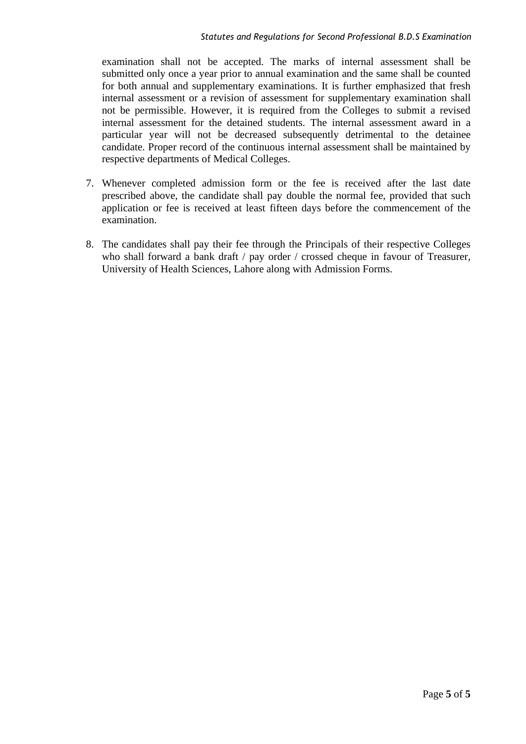examination shall not be accepted. The marks of internal assessment shall be submitted only once a year prior to annual examination and the same shall be counted for both annual and supplementary examinations. It is further emphasized that fresh internal assessment or a revision of assessment for supplementary examination shall not be permissible. However, it is required from the Colleges to submit a revised internal assessment for the detained students. The internal assessment award in a particular year will not be decreased subsequently detrimental to the detainee candidate. Proper record of the continuous internal assessment shall be maintained by respective departments of Medical Colleges.

7. Whenever completed admission form or the fee is received after the last date prescribed above, the candidate shall pay double the normal fee, provided that such application or fee is received at least fifteen days before the commencement of the examination.

8. The candidates shall pay their fee through the Principals of their respective Colleges who shall forward a bank draft / pay order / crossed cheque in favour of Treasurer, University of Health Sciences, Lahore along with Admission Forms.